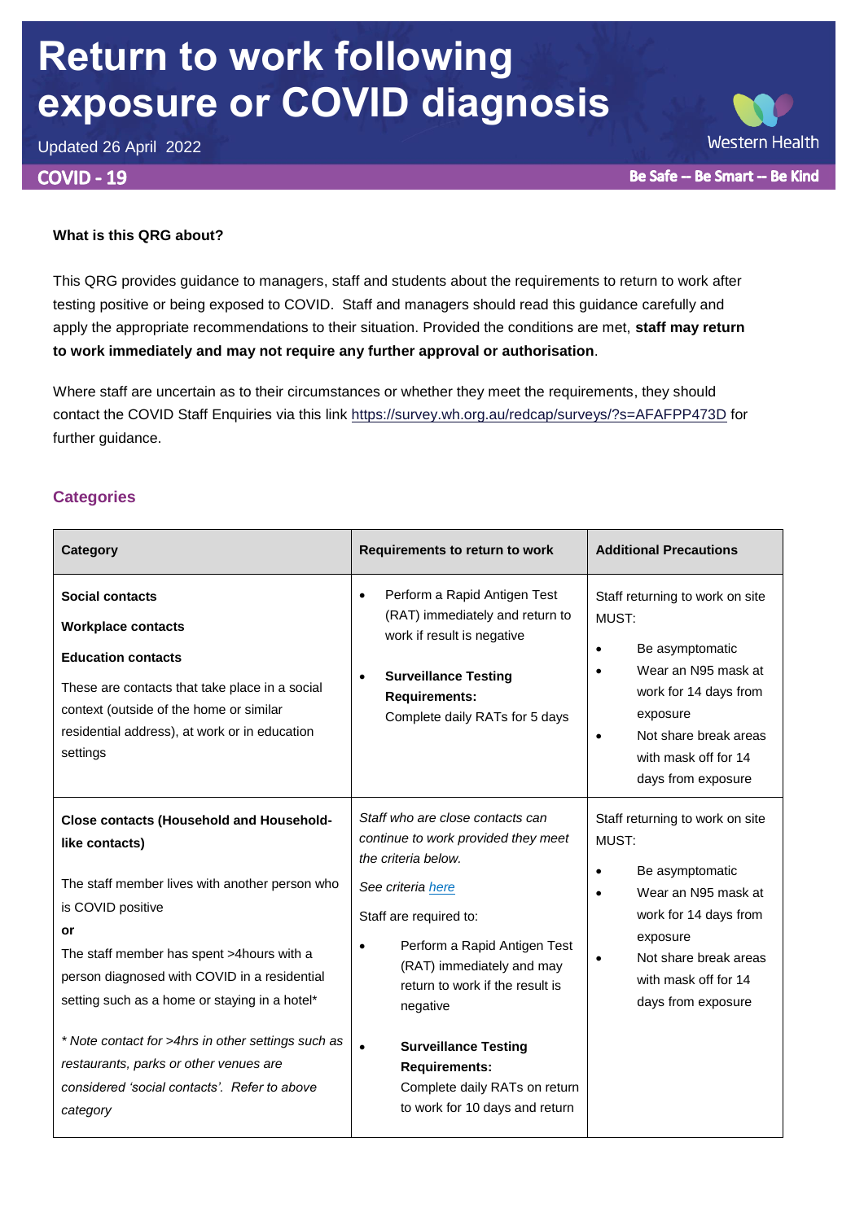# Return to work following exposure or COVID diagnosis

Updated 26 April 2022

COVID - 19

Western Health

Be Safe – Be Smart – Be Kind

**What is this QRG about?**

This QRG provides guidance to managers, staff and students about the requirements to return to work after testing positive or being exposed to COVID. Staff and managers should read this guidance carefully and apply the appropriate recommendations to their situation. Provided the conditions are met, **staff may return to work immediately and may not require any further approval or authorisation**.

Where staff are uncertain as to their circumstances or whether they meet the requirements, they should contact the COVID Staff Enquiries via this link https://survey.wh.org.au/redcap/surveys/?s=AFAFPP473D for further guidance.

## Categories

| Category | Requirements to return to work | Additional Precautions |
|---|---|---|
| **Social contacts**<br>**Workplace contacts**<br>**Education contacts**<br>These are contacts that take place in a social context (outside of the home or similar residential address), at work or in education settings | • Perform a Rapid Antigen Test (RAT) immediately and return to work if result is negative<br>• **Surveillance Testing Requirements:** Complete daily RATs for 5 days | Staff returning to work on site MUST:<br>• Be asymptomatic<br>• Wear an N95 mask at work for 14 days from exposure<br>• Not share break areas with mask off for 14 days from exposure |
| **Close contacts (Household and Household-like contacts)**<br>The staff member lives with another person who is COVID positive<br>**or**<br>The staff member has spent >4hours with a person diagnosed with COVID in a residential setting such as a home or staying in a hotel*<br>*\* Note contact for >4hrs in other settings such as restaurants, parks or other venues are considered 'social contacts'. Refer to above category* | *Staff who are close contacts can continue to work provided they meet the criteria below.*<br>*See criteria here*<br>Staff are required to:<br>• Perform a Rapid Antigen Test (RAT) immediately and may return to work if the result is negative<br>• **Surveillance Testing Requirements:** Complete daily RATs on return to work for 10 days and return | Staff returning to work on site MUST:<br>• Be asymptomatic<br>• Wear an N95 mask at work for 14 days from exposure<br>• Not share break areas with mask off for 14 days from exposure |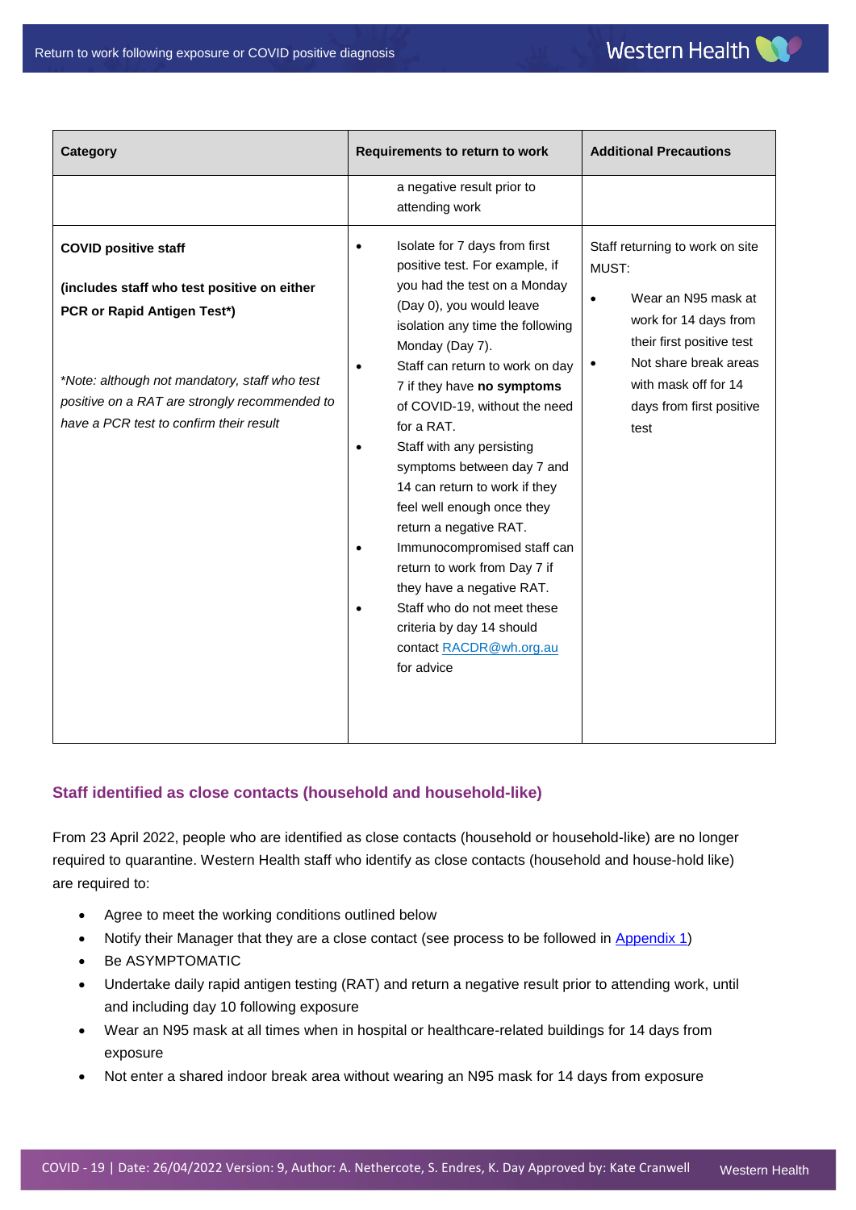| Category | Requirements to return to work | Additional Precautions |
|---|---|---|
| | a negative result prior to attending work | |
| **COVID positive staff**<br><br>**(includes staff who test positive on either PCR or Rapid Antigen Test*)**<br><br>*\*Note: although not mandatory, staff who test positive on a RAT are strongly recommended to have a PCR test to confirm their result* | • Isolate for 7 days from first positive test. For example, if you had the test on a Monday (Day 0), you would leave isolation any time the following Monday (Day 7).<br>• Staff can return to work on day 7 if they have **no symptoms** of COVID-19, without the need for a RAT.<br>• Staff with any persisting symptoms between day 7 and 14 can return to work if they feel well enough once they return a negative RAT.<br>• Immunocompromised staff can return to work from Day 7 if they have a negative RAT.<br>• Staff who do not meet these criteria by day 14 should contact RACDR@wh.org.au for advice | Staff returning to work on site MUST:<br>• Wear an N95 mask at work for 14 days from their first positive test<br>• Not share break areas with mask off for 14 days from first positive test |

## Staff identified as close contacts (household and household-like)

From 23 April 2022, people who are identified as close contacts (household or household-like) are no longer required to quarantine. Western Health staff who identify as close contacts (household and house-hold like) are required to:

- Agree to meet the working conditions outlined below
- Notify their Manager that they are a close contact (see process to be followed in Appendix 1)
- Be ASYMPTOMATIC
- Undertake daily rapid antigen testing (RAT) and return a negative result prior to attending work, until and including day 10 following exposure
- Wear an N95 mask at all times when in hospital or healthcare-related buildings for 14 days from exposure
- Not enter a shared indoor break area without wearing an N95 mask for 14 days from exposure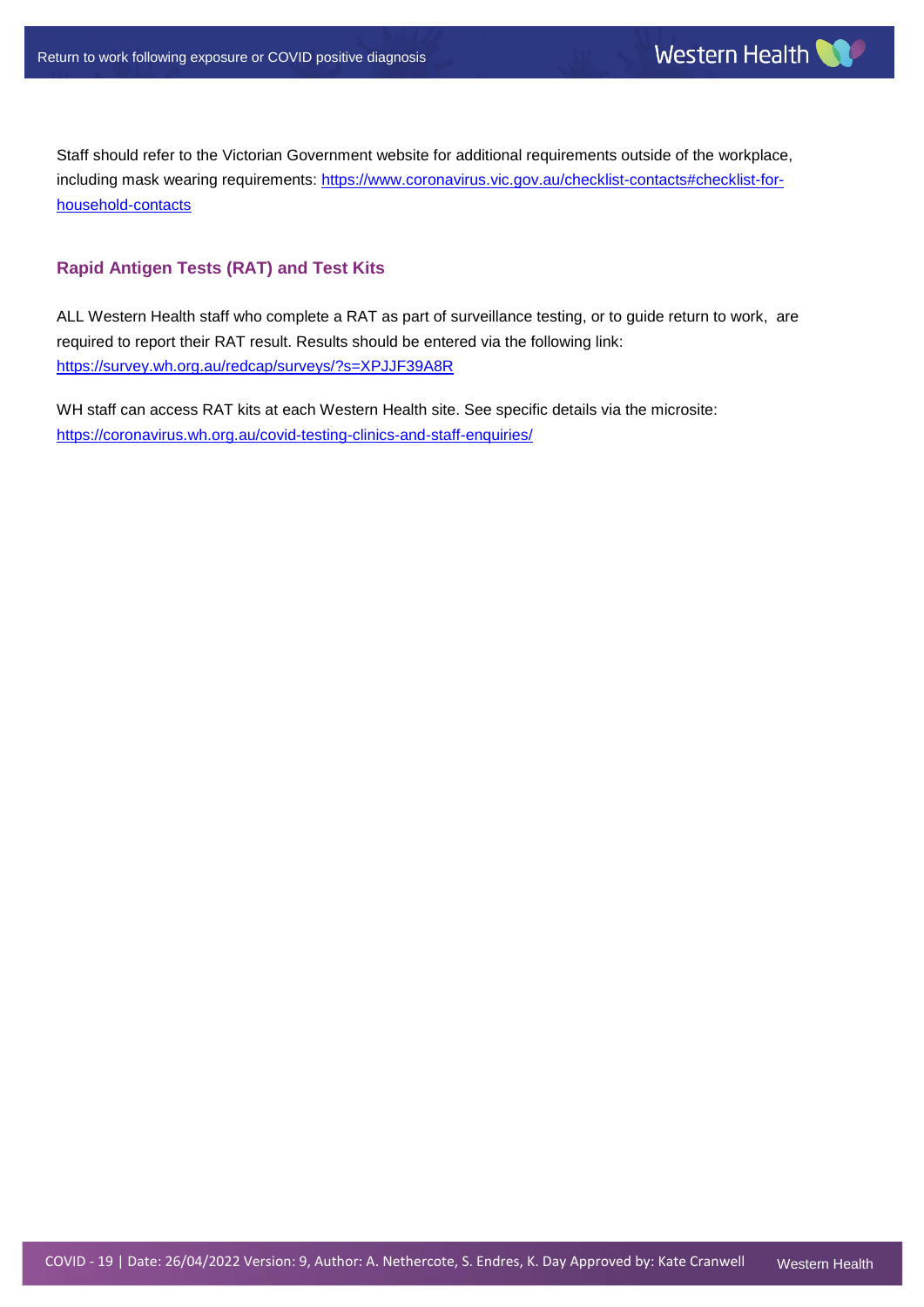Staff should refer to the Victorian Government website for additional requirements outside of the workplace, including mask wearing requirements: [https://www.coronavirus.vic.gov.au/checklist-contacts#checklist-for-household-contacts](https://www.coronavirus.vic.gov.au/checklist-contacts#checklist-for-household-contacts)

## Rapid Antigen Tests (RAT) and Test Kits

ALL Western Health staff who complete a RAT as part of surveillance testing, or to guide return to work, are required to report their RAT result. Results should be entered via the following link: [https://survey.wh.org.au/redcap/surveys/?s=XPJJF39A8R](https://survey.wh.org.au/redcap/surveys/?s=XPJJF39A8R)

WH staff can access RAT kits at each Western Health site. See specific details via the microsite: [https://coronavirus.wh.org.au/covid-testing-clinics-and-staff-enquiries/](https://coronavirus.wh.org.au/covid-testing-clinics-and-staff-enquiries/)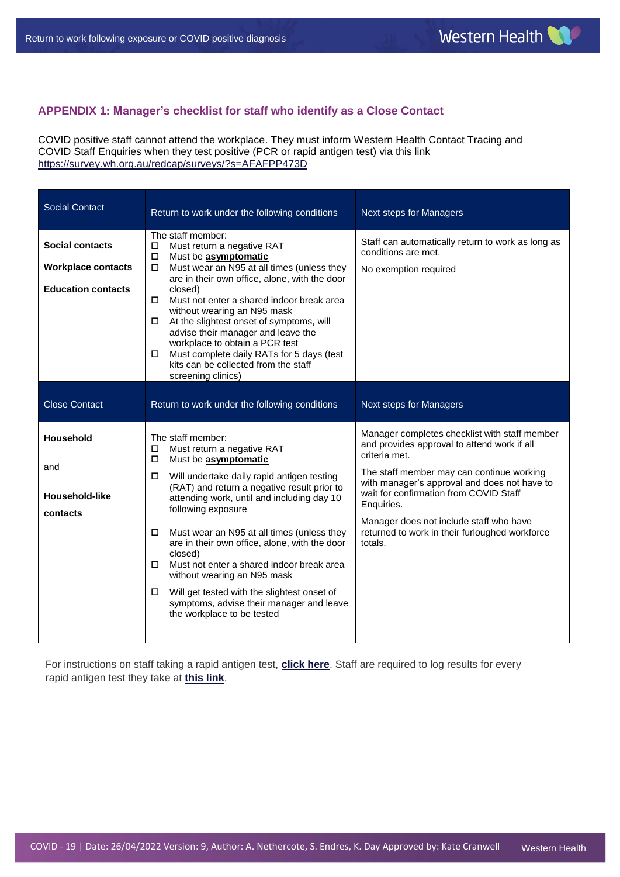## APPENDIX 1: Manager's checklist for staff who identify as a Close Contact

COVID positive staff cannot attend the workplace. They must inform Western Health Contact Tracing and COVID Staff Enquiries when they test positive (PCR or rapid antigen test) via this link https://survey.wh.org.au/redcap/surveys/?s=AFAFPP473D

| Social Contact | Return to work under the following conditions | Next steps for Managers |
|---|---|---|
| **Social contacts**<br><br>**Workplace contacts**<br><br>**Education contacts** | The staff member:<br>☐ Must return a negative RAT<br>☐ Must be **asymptomatic**<br>☐ Must wear an N95 at all times (unless they are in their own office, alone, with the door closed)<br>☐ Must not enter a shared indoor break area without wearing an N95 mask<br>☐ At the slightest onset of symptoms, will advise their manager and leave the workplace to obtain a PCR test<br>☐ Must complete daily RATs for 5 days (test kits can be collected from the staff screening clinics) | Staff can automatically return to work as long as conditions are met.<br><br>No exemption required |
| **Close Contact** | **Return to work under the following conditions** | **Next steps for Managers** |
| **Household**<br><br>and<br><br>**Household-like contacts** | The staff member:<br>☐ Must return a negative RAT<br>☐ Must be **asymptomatic**<br>☐ Will undertake daily rapid antigen testing (RAT) and return a negative result prior to attending work, until and including day 10 following exposure<br>☐ Must wear an N95 at all times (unless they are in their own office, alone, with the door closed)<br>☐ Must not enter a shared indoor break area without wearing an N95 mask<br>☐ Will get tested with the slightest onset of symptoms, advise their manager and leave the workplace to be tested | Manager completes checklist with staff member and provides approval to attend work if all criteria met.<br><br>The staff member may can continue working with manager's approval and does not have to wait for confirmation from COVID Staff Enquiries.<br><br>Manager does not include staff who have returned to work in their furloughed workforce totals. |

For instructions on staff taking a rapid antigen test, **click here**. Staff are required to log results for every rapid antigen test they take at **this link**.